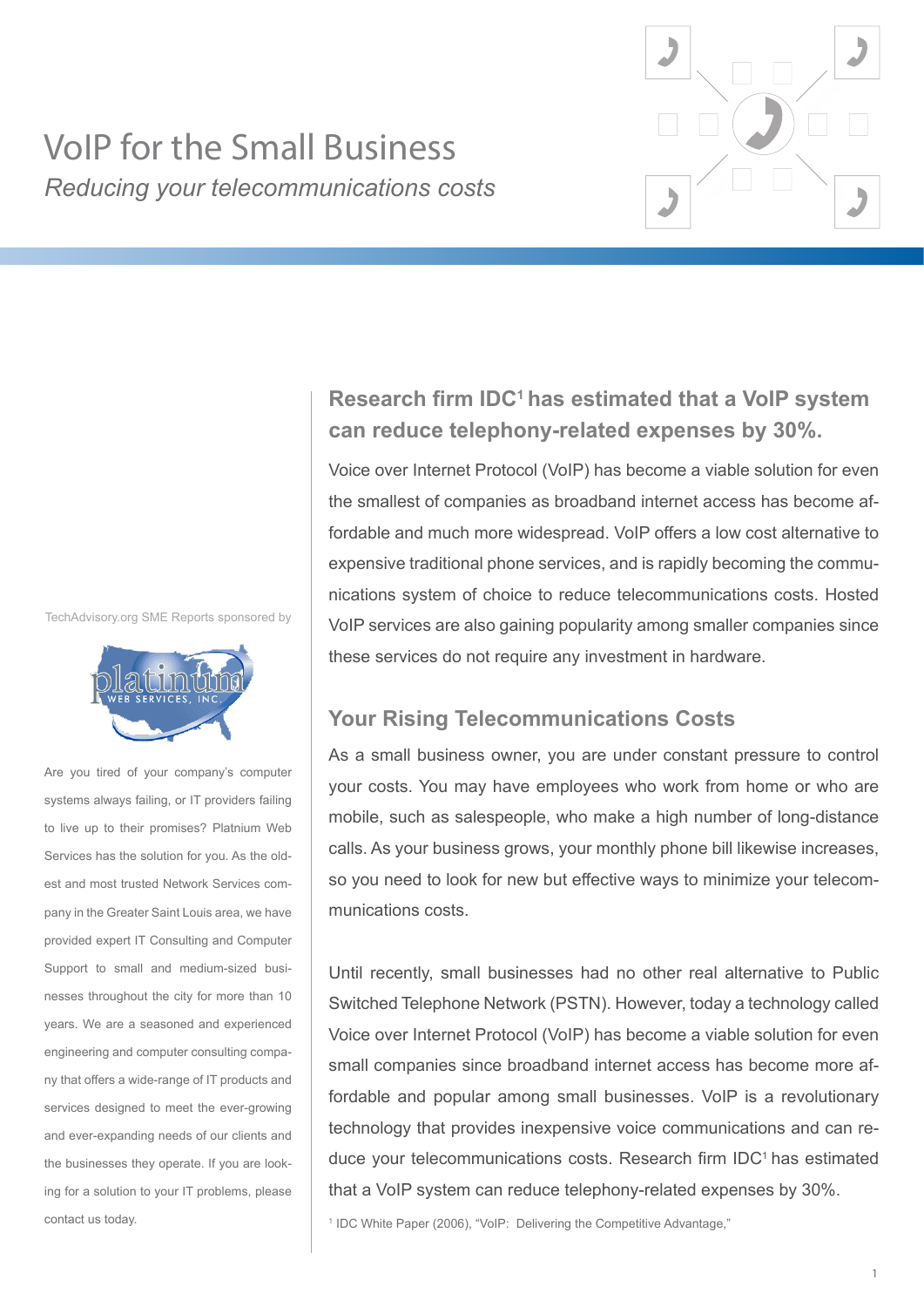# VoIP for the Small Business

*Reducing your telecommunications costs*

TechAdvisory.org SME Reports sponsored by

Are you tired of your company's computer systems always failing, or IT providers failing to live up to their promises? Platnium Web Services has the solution for you. As the oldest and most trusted Network Services company in the Greater Saint Louis area, we have provided expert IT Consulting and Computer Support to small and medium-sized businesses throughout the city for more than 10 years. We are a seasoned and experienced engineering and computer consulting company that offers a wide-range of IT products and services designed to meet the ever-growing and ever-expanding needs of our clients and the businesses they operate. If you are looking for a solution to your IT problems, please contact us today.

## Research firm IDC[1] has estimated that a VoIP system can reduce telephony-related expenses by 30%.

Voice over Internet Protocol (VoIP) has become a viable solution for even the smallest of companies as broadband internet access has become affordable and much more widespread. VoIP offers a low cost alternative to expensive traditional phone services, and is rapidly becoming the communications system of choice to reduce telecommunications costs. Hosted VoIP services are also gaining popularity among smaller companies since these services do not require any investment in hardware.

## Your Rising Telecommunications Costs

As a small business owner, you are under constant pressure to control your costs. You may have employees who work from home or who are mobile, such as salespeople, who make a high number of long-distance calls. As your business grows, your monthly phone bill likewise increases, so you need to look for new but effective ways to minimize your telecommunications costs.

Until recently, small businesses had no other real alternative to Public Switched Telephone Network (PSTN). However, today a technology called Voice over Internet Protocol (VoIP) has become a viable solution for even small companies since broadband internet access has become more affordable and popular among small businesses. VoIP is a revolutionary technology that provides inexpensive voice communications and can reduce your telecommunications costs. Research firm IDC[1] has estimated that a VoIP system can reduce telephony-related expenses by 30%.

[1] IDC White Paper (2006), "VoIP: Delivering the Competitive Advantage,"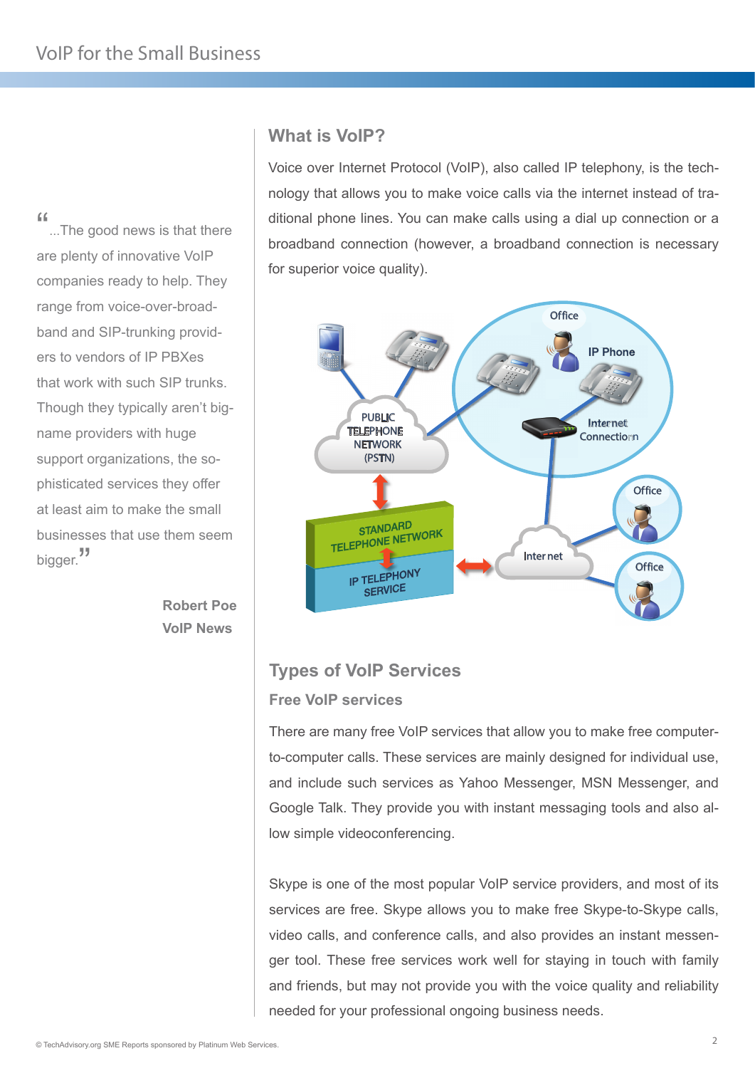> "...The good news is that there are plenty of innovative VoIP companies ready to help. They range from voice-over-broadband and SIP-trunking providers to vendors of IP PBXes that work with such SIP trunks. Though they typically aren't big-name providers with huge support organizations, the sophisticated services they offer at least aim to make the small businesses that use them seem bigger."
>
> **Robert Poe**
> **VoIP News**

## What is VoIP?

Voice over Internet Protocol (VoIP), also called IP telephony, is the technology that allows you to make voice calls via the internet instead of traditional phone lines. You can make calls using a dial up connection or a broadband connection (however, a broadband connection is necessary for superior voice quality).

## Types of VoIP Services

### Free VoIP services

There are many free VoIP services that allow you to make free computer-to-computer calls. These services are mainly designed for individual use, and include such services as Yahoo Messenger, MSN Messenger, and Google Talk. They provide you with instant messaging tools and also allow simple videoconferencing.

Skype is one of the most popular VoIP service providers, and most of its services are free. Skype allows you to make free Skype-to-Skype calls, video calls, and conference calls, and also provides an instant messenger tool. These free services work well for staying in touch with family and friends, but may not provide you with the voice quality and reliability needed for your professional ongoing business needs.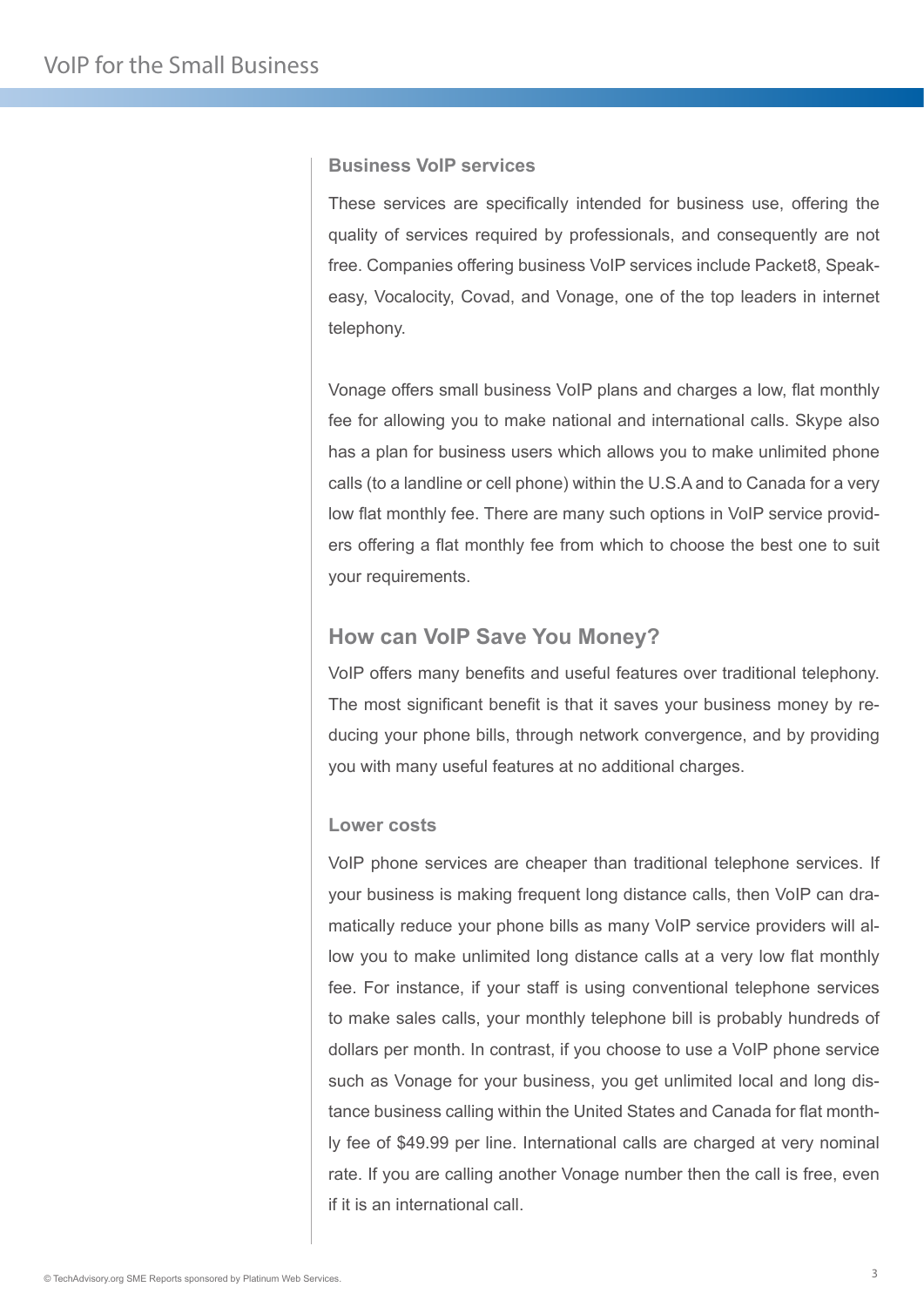### Business VoIP services

These services are specifically intended for business use, offering the quality of services required by professionals, and consequently are not free. Companies offering business VoIP services include Packet8, Speakeasy, Vocalocity, Covad, and Vonage, one of the top leaders in internet telephony.

Vonage offers small business VoIP plans and charges a low, flat monthly fee for allowing you to make national and international calls. Skype also has a plan for business users which allows you to make unlimited phone calls (to a landline or cell phone) within the U.S.A and to Canada for a very low flat monthly fee. There are many such options in VoIP service providers offering a flat monthly fee from which to choose the best one to suit your requirements.

## How can VoIP Save You Money?

VoIP offers many benefits and useful features over traditional telephony. The most significant benefit is that it saves your business money by reducing your phone bills, through network convergence, and by providing you with many useful features at no additional charges.

### Lower costs

VoIP phone services are cheaper than traditional telephone services. If your business is making frequent long distance calls, then VoIP can dramatically reduce your phone bills as many VoIP service providers will allow you to make unlimited long distance calls at a very low flat monthly fee. For instance, if your staff is using conventional telephone services to make sales calls, your monthly telephone bill is probably hundreds of dollars per month. In contrast, if you choose to use a VoIP phone service such as Vonage for your business, you get unlimited local and long distance business calling within the United States and Canada for flat monthly fee of $49.99 per line. International calls are charged at very nominal rate. If you are calling another Vonage number then the call is free, even if it is an international call.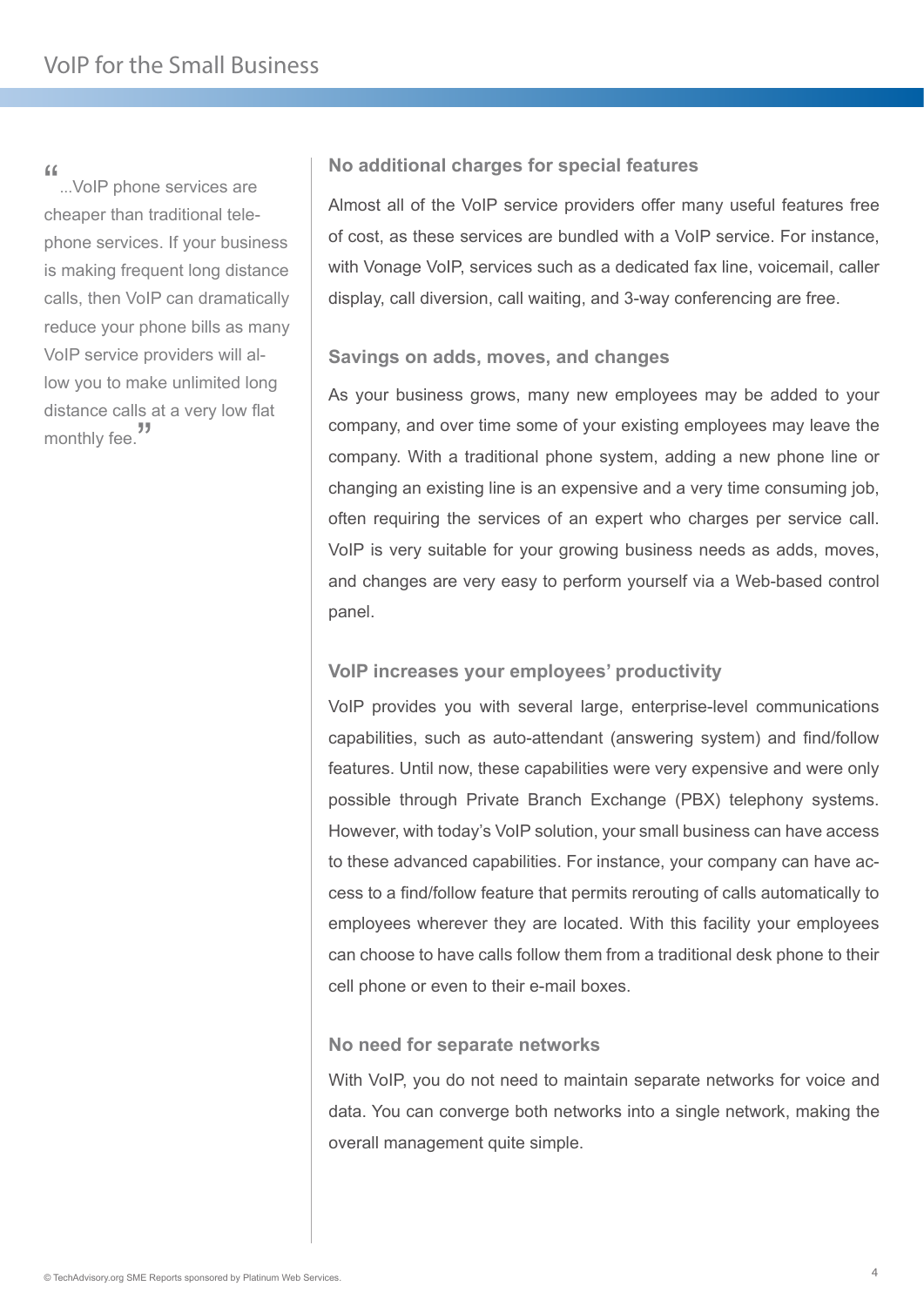> "...VoIP phone services are cheaper than traditional telephone services. If your business is making frequent long distance calls, then VoIP can dramatically reduce your phone bills as many VoIP service providers will allow you to make unlimited long distance calls at a very low flat monthly fee."

### No additional charges for special features

Almost all of the VoIP service providers offer many useful features free of cost, as these services are bundled with a VoIP service. For instance, with Vonage VoIP, services such as a dedicated fax line, voicemail, caller display, call diversion, call waiting, and 3-way conferencing are free.

### Savings on adds, moves, and changes

As your business grows, many new employees may be added to your company, and over time some of your existing employees may leave the company. With a traditional phone system, adding a new phone line or changing an existing line is an expensive and a very time consuming job, often requiring the services of an expert who charges per service call. VoIP is very suitable for your growing business needs as adds, moves, and changes are very easy to perform yourself via a Web-based control panel.

### VoIP increases your employees' productivity

VoIP provides you with several large, enterprise-level communications capabilities, such as auto-attendant (answering system) and find/follow features. Until now, these capabilities were very expensive and were only possible through Private Branch Exchange (PBX) telephony systems. However, with today's VoIP solution, your small business can have access to these advanced capabilities. For instance, your company can have access to a find/follow feature that permits rerouting of calls automatically to employees wherever they are located. With this facility your employees can choose to have calls follow them from a traditional desk phone to their cell phone or even to their e-mail boxes.

### No need for separate networks

With VoIP, you do not need to maintain separate networks for voice and data. You can converge both networks into a single network, making the overall management quite simple.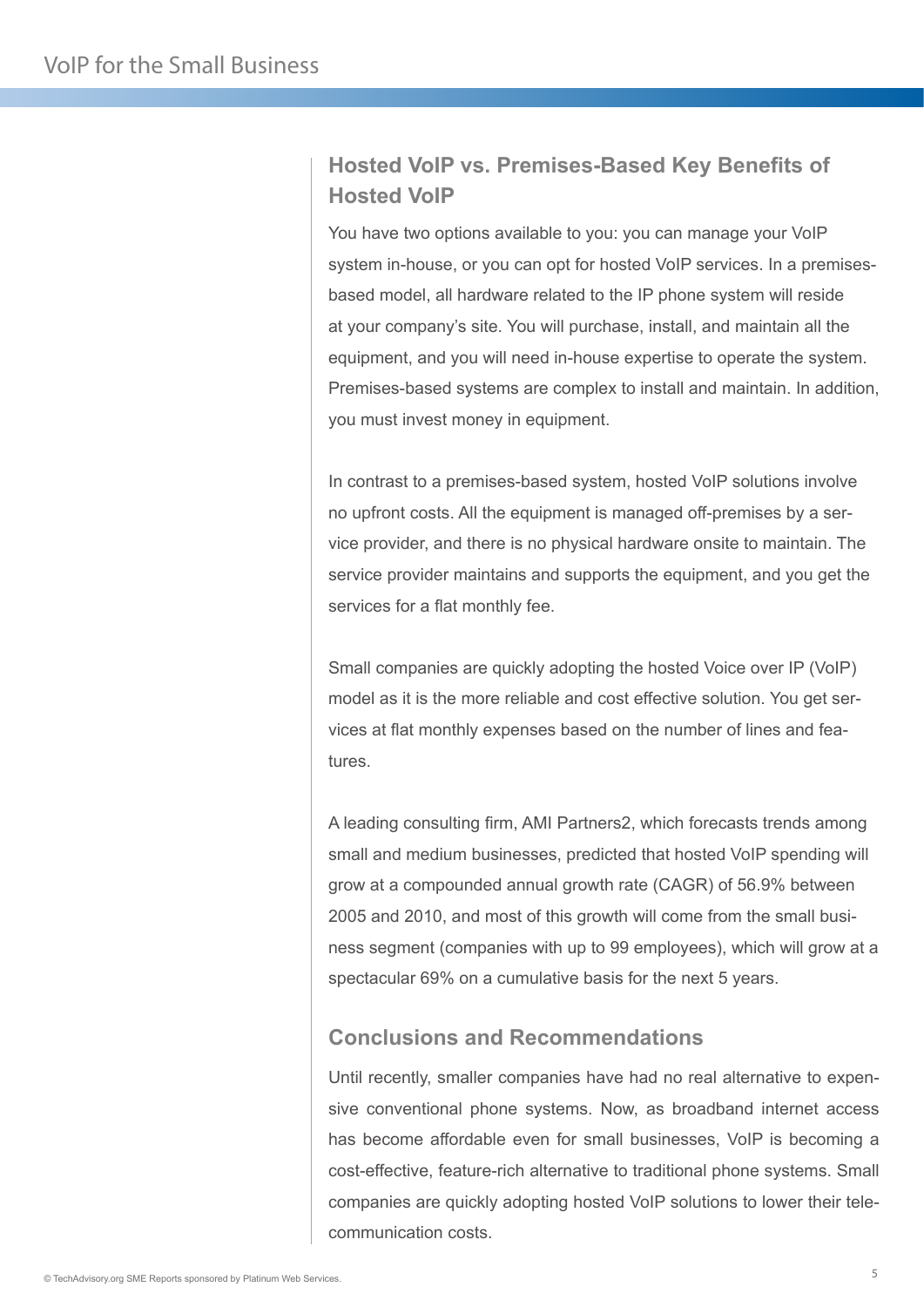## Hosted VoIP vs. Premises-Based Key Benefits of Hosted VoIP

You have two options available to you: you can manage your VoIP system in-house, or you can opt for hosted VoIP services. In a premises-based model, all hardware related to the IP phone system will reside at your company's site. You will purchase, install, and maintain all the equipment, and you will need in-house expertise to operate the system. Premises-based systems are complex to install and maintain. In addition, you must invest money in equipment.

In contrast to a premises-based system, hosted VoIP solutions involve no upfront costs. All the equipment is managed off-premises by a service provider, and there is no physical hardware onsite to maintain. The service provider maintains and supports the equipment, and you get the services for a flat monthly fee.

Small companies are quickly adopting the hosted Voice over IP (VoIP) model as it is the more reliable and cost effective solution. You get services at flat monthly expenses based on the number of lines and features.

A leading consulting firm, AMI Partners2, which forecasts trends among small and medium businesses, predicted that hosted VoIP spending will grow at a compounded annual growth rate (CAGR) of 56.9% between 2005 and 2010, and most of this growth will come from the small business segment (companies with up to 99 employees), which will grow at a spectacular 69% on a cumulative basis for the next 5 years.

## Conclusions and Recommendations

Until recently, smaller companies have had no real alternative to expensive conventional phone systems. Now, as broadband internet access has become affordable even for small businesses, VoIP is becoming a cost-effective, feature-rich alternative to traditional phone systems. Small companies are quickly adopting hosted VoIP solutions to lower their telecommunication costs.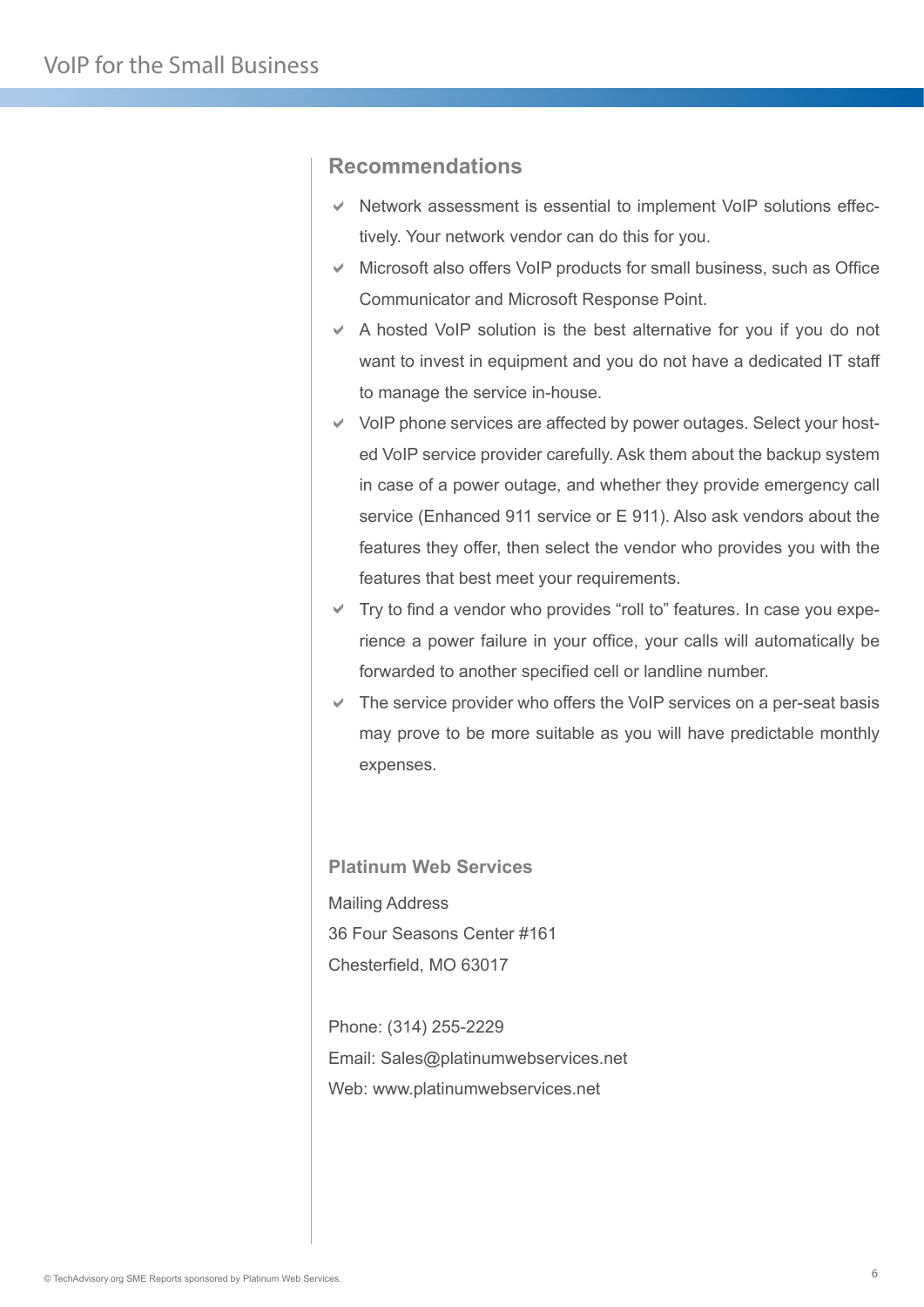## Recommendations

- Network assessment is essential to implement VoIP solutions effectively. Your network vendor can do this for you.
- Microsoft also offers VoIP products for small business, such as Office Communicator and Microsoft Response Point.
- A hosted VoIP solution is the best alternative for you if you do not want to invest in equipment and you do not have a dedicated IT staff to manage the service in-house.
- VoIP phone services are affected by power outages. Select your hosted VoIP service provider carefully. Ask them about the backup system in case of a power outage, and whether they provide emergency call service (Enhanced 911 service or E 911). Also ask vendors about the features they offer, then select the vendor who provides you with the features that best meet your requirements.
- Try to find a vendor who provides "roll to" features. In case you experience a power failure in your office, your calls will automatically be forwarded to another specified cell or landline number.
- The service provider who offers the VoIP services on a per-seat basis may prove to be more suitable as you will have predictable monthly expenses.

### Platinum Web Services

Mailing Address
36 Four Seasons Center #161
Chesterfield, MO 63017

Phone: (314) 255-2229
Email: Sales@platinumwebservices.net
Web: www.platinumwebservices.net

© TechAdvisory.org SME Reports sponsored by Platinum Web Services.